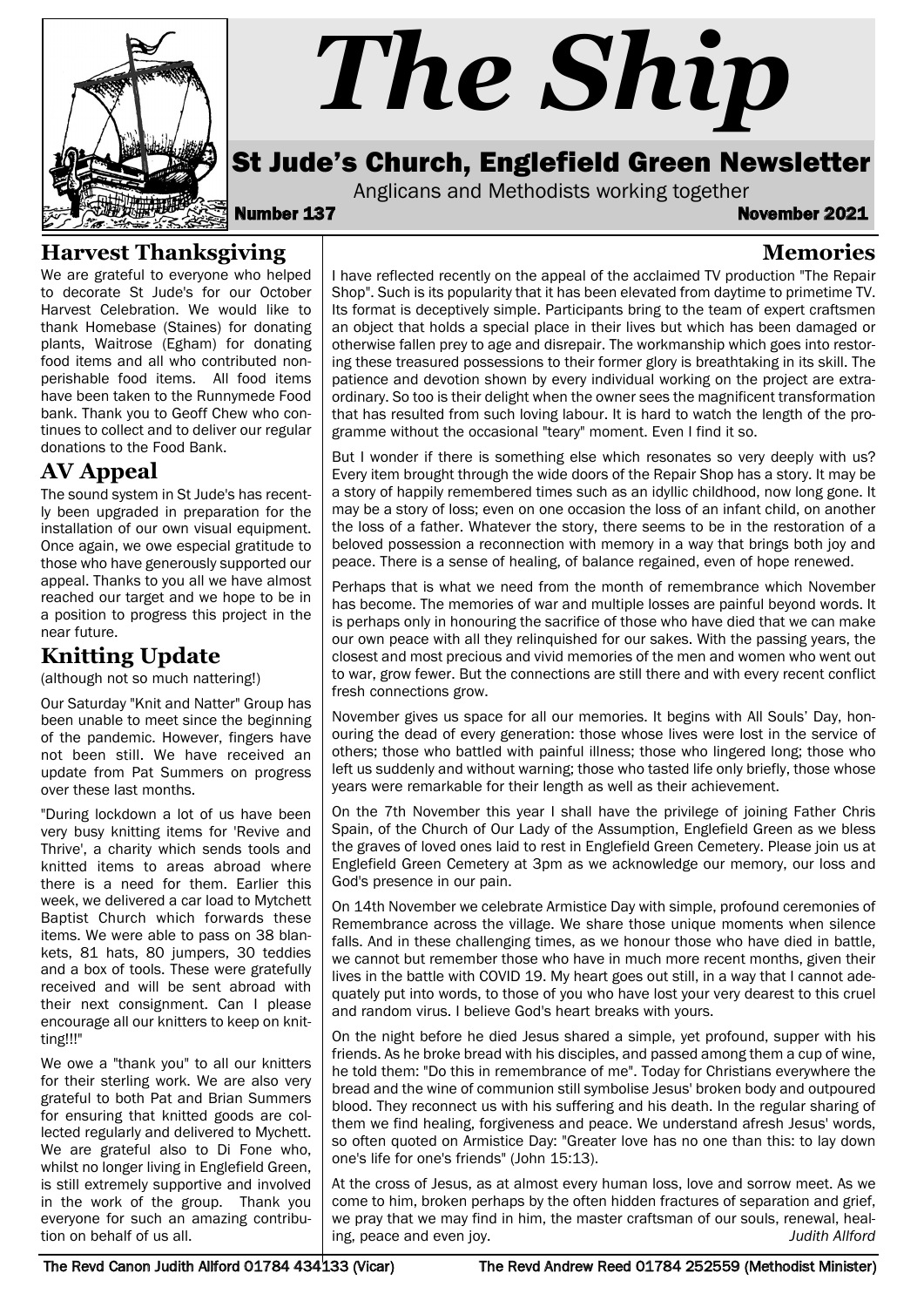# The Ship

## St Jude's Church, Englefield Green Newsletter

Anglicans and Methodists working together

**Number 137** **November 2021**

## Harvest Thanksgiving

We are grateful to everyone who helped to decorate St Jude's for our October Harvest Celebration. We would like to thank Homebase (Staines) for donating plants, Waitrose (Egham) for donating food items and all who contributed non-perishable food items. All food items have been taken to the Runnymede Food bank. Thank you to Geoff Chew who continues to collect and to deliver our regular donations to the Food Bank.

## AV Appeal

The sound system in St Jude's has recently been upgraded in preparation for the installation of our own visual equipment. Once again, we owe especial gratitude to those who have generously supported our appeal. Thanks to you all we have almost reached our target and we hope to be in a position to progress this project in the near future.

## Knitting Update

(although not so much nattering!)

Our Saturday "Knit and Natter" Group has been unable to meet since the beginning of the pandemic. However, fingers have not been still. We have received an update from Pat Summers on progress over these last months.

"During lockdown a lot of us have been very busy knitting items for 'Revive and Thrive', a charity which sends tools and knitted items to areas abroad where there is a need for them. Earlier this week, we delivered a car load to Mytchett Baptist Church which forwards these items. We were able to pass on 38 blankets, 81 hats, 80 jumpers, 30 teddies and a box of tools. These were gratefully received and will be sent abroad with their next consignment. Can I please encourage all our knitters to keep on knitting!!!"

We owe a "thank you" to all our knitters for their sterling work. We are also very grateful to both Pat and Brian Summers for ensuring that knitted goods are collected regularly and delivered to Mychett. We are grateful also to Di Fone who, whilst no longer living in Englefield Green, is still extremely supportive and involved in the work of the group. Thank you everyone for such an amazing contribution on behalf of us all.

## Memories

I have reflected recently on the appeal of the acclaimed TV production "The Repair Shop". Such is its popularity that it has been elevated from daytime to primetime TV. Its format is deceptively simple. Participants bring to the team of expert craftsmen an object that holds a special place in their lives but which has been damaged or otherwise fallen prey to age and disrepair. The workmanship which goes into restoring these treasured possessions to their former glory is breathtaking in its skill. The patience and devotion shown by every individual working on the project are extraordinary. So too is their delight when the owner sees the magnificent transformation that has resulted from such loving labour. It is hard to watch the length of the programme without the occasional "teary" moment. Even I find it so.

But I wonder if there is something else which resonates so very deeply with us? Every item brought through the wide doors of the Repair Shop has a story. It may be a story of happily remembered times such as an idyllic childhood, now long gone. It may be a story of loss; even on one occasion the loss of an infant child, on another the loss of a father. Whatever the story, there seems to be in the restoration of a beloved possession a reconnection with memory in a way that brings both joy and peace. There is a sense of healing, of balance regained, even of hope renewed.

Perhaps that is what we need from the month of remembrance which November has become. The memories of war and multiple losses are painful beyond words. It is perhaps only in honouring the sacrifice of those who have died that we can make our own peace with all they relinquished for our sakes. With the passing years, the closest and most precious and vivid memories of the men and women who went out to war, grow fewer. But the connections are still there and with every recent conflict fresh connections grow.

November gives us space for all our memories. It begins with All Souls' Day, honouring the dead of every generation: those whose lives were lost in the service of others; those who battled with painful illness; those who lingered long; those who left us suddenly and without warning; those who tasted life only briefly, those whose years were remarkable for their length as well as their achievement.

On the 7th November this year I shall have the privilege of joining Father Chris Spain, of the Church of Our Lady of the Assumption, Englefield Green as we bless the graves of loved ones laid to rest in Englefield Green Cemetery. Please join us at Englefield Green Cemetery at 3pm as we acknowledge our memory, our loss and God's presence in our pain.

On 14th November we celebrate Armistice Day with simple, profound ceremonies of Remembrance across the village. We share those unique moments when silence falls. And in these challenging times, as we honour those who have died in battle, we cannot but remember those who have in much more recent months, given their lives in the battle with COVID 19. My heart goes out still, in a way that I cannot adequately put into words, to those of you who have lost your very dearest to this cruel and random virus. I believe God's heart breaks with yours.

On the night before he died Jesus shared a simple, yet profound, supper with his friends. As he broke bread with his disciples, and passed among them a cup of wine, he told them: "Do this in remembrance of me". Today for Christians everywhere the bread and the wine of communion still symbolise Jesus' broken body and outpoured blood. They reconnect us with his suffering and his death. In the regular sharing of them we find healing, forgiveness and peace. We understand afresh Jesus' words, so often quoted on Armistice Day: "Greater love has no one than this: to lay down one's life for one's friends" (John 15:13).

At the cross of Jesus, as at almost every human loss, love and sorrow meet. As we come to him, broken perhaps by the often hidden fractures of separation and grief, we pray that we may find in him, the master craftsman of our souls, renewal, healing, peace and even joy.

*Judith Allford*

The Revd Canon Judith Allford 01784 434133 (Vicar) The Revd Andrew Reed 01784 252559 (Methodist Minister)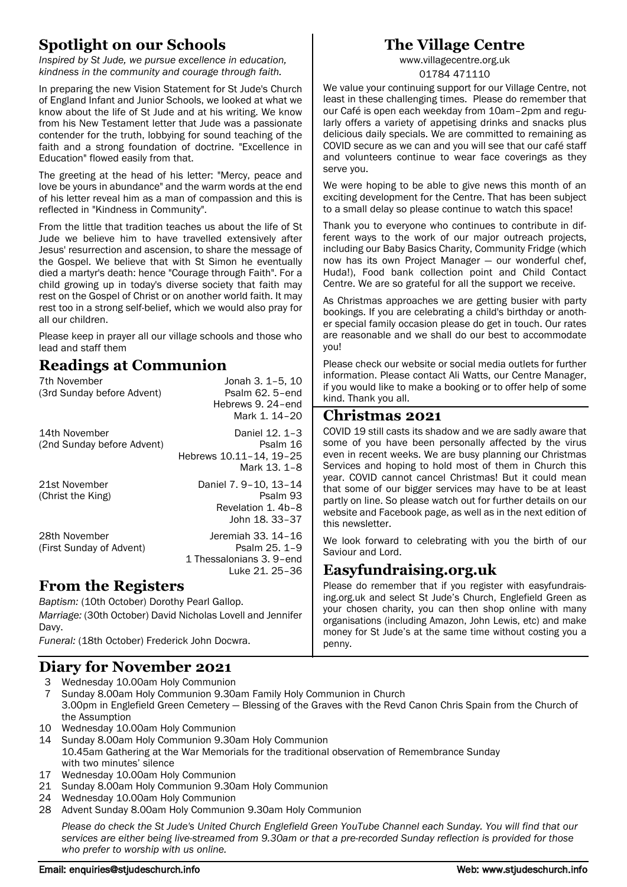## Spotlight on our Schools

*Inspired by St Jude, we pursue excellence in education, kindness in the community and courage through faith.*

In preparing the new Vision Statement for St Jude's Church of England Infant and Junior Schools, we looked at what we know about the life of St Jude and at his writing. We know from his New Testament letter that Jude was a passionate contender for the truth, lobbying for sound teaching of the faith and a strong foundation of doctrine. "Excellence in Education" flowed easily from that.

The greeting at the head of his letter: "Mercy, peace and love be yours in abundance" and the warm words at the end of his letter reveal him as a man of compassion and this is reflected in "Kindness in Community".

From the little that tradition teaches us about the life of St Jude we believe him to have travelled extensively after Jesus' resurrection and ascension, to share the message of the Gospel. We believe that with St Simon he eventually died a martyr's death: hence "Courage through Faith". For a child growing up in today's diverse society that faith may rest on the Gospel of Christ or on another world faith. It may rest too in a strong self-belief, which we would also pray for all our children.

Please keep in prayer all our village schools and those who lead and staff them

## Readings at Communion

| | |
|---|---|
| 7th November (3rd Sunday before Advent) | Jonah 3. 1–5, 10<br>Psalm 62. 5–end<br>Hebrews 9. 24–end<br>Mark 1. 14–20 |
| 14th November (2nd Sunday before Advent) | Daniel 12. 1–3<br>Psalm 16<br>Hebrews 10.11–14, 19–25<br>Mark 13. 1–8 |
| 21st November (Christ the King) | Daniel 7. 9–10, 13–14<br>Psalm 93<br>Revelation 1. 4b–8<br>John 18. 33–37 |
| 28th November (First Sunday of Advent) | Jeremiah 33. 14–16<br>Psalm 25. 1–9<br>1 Thessalonians 3. 9–end<br>Luke 21. 25–36 |

## From the Registers

*Baptism:* (10th October) Dorothy Pearl Gallop.

*Marriage:* (30th October) David Nicholas Lovell and Jennifer Davy.

*Funeral:* (18th October) Frederick John Docwra.

## The Village Centre

www.villagecentre.org.uk

01784 471110

We value your continuing support for our Village Centre, not least in these challenging times. Please do remember that our Café is open each weekday from 10am–2pm and regularly offers a variety of appetising drinks and snacks plus delicious daily specials. We are committed to remaining as COVID secure as we can and you will see that our café staff and volunteers continue to wear face coverings as they serve you.

We were hoping to be able to give news this month of an exciting development for the Centre. That has been subject to a small delay so please continue to watch this space!

Thank you to everyone who continues to contribute in different ways to the work of our major outreach projects, including our Baby Basics Charity, Community Fridge (which now has its own Project Manager — our wonderful chef, Huda!), Food bank collection point and Child Contact Centre. We are so grateful for all the support we receive.

As Christmas approaches we are getting busier with party bookings. If you are celebrating a child's birthday or another special family occasion please do get in touch. Our rates are reasonable and we shall do our best to accommodate you!

Please check our website or social media outlets for further information. Please contact Ali Watts, our Centre Manager, if you would like to make a booking or to offer help of some kind. Thank you all.

## Christmas 2021

COVID 19 still casts its shadow and we are sadly aware that some of you have been personally affected by the virus even in recent weeks. We are busy planning our Christmas Services and hoping to hold most of them in Church this year. COVID cannot cancel Christmas! But it could mean that some of our bigger services may have to be at least partly on line. So please watch out for further details on our website and Facebook page, as well as in the next edition of this newsletter.

We look forward to celebrating with you the birth of our Saviour and Lord.

## Easyfundraising.org.uk

Please do remember that if you register with easyfundraising.org.uk and select St Jude's Church, Englefield Green as your chosen charity, you can then shop online with many organisations (including Amazon, John Lewis, etc) and make money for St Jude's at the same time without costing you a penny.

## Diary for November 2021

- 3 Wednesday 10.00am Holy Communion
- 7 Sunday 8.00am Holy Communion 9.30am Family Holy Communion in Church
  3.00pm in Englefield Green Cemetery — Blessing of the Graves with the Revd Canon Chris Spain from the Church of the Assumption
- 10 Wednesday 10.00am Holy Communion
- 14 Sunday 8.00am Holy Communion 9.30am Holy Communion
  10.45am Gathering at the War Memorials for the traditional observation of Remembrance Sunday with two minutes' silence
- 17 Wednesday 10.00am Holy Communion
- 21 Sunday 8.00am Holy Communion 9.30am Holy Communion
- 24 Wednesday 10.00am Holy Communion
- 28 Advent Sunday 8.00am Holy Communion 9.30am Holy Communion

*Please do check the St Jude's United Church Englefield Green YouTube Channel each Sunday. You will find that our services are either being live-streamed from 9.30am or that a pre-recorded Sunday reflection is provided for those who prefer to worship with us online.*

Email: enquiries@stjudeschurch.info Web: www.stjudeschurch.info